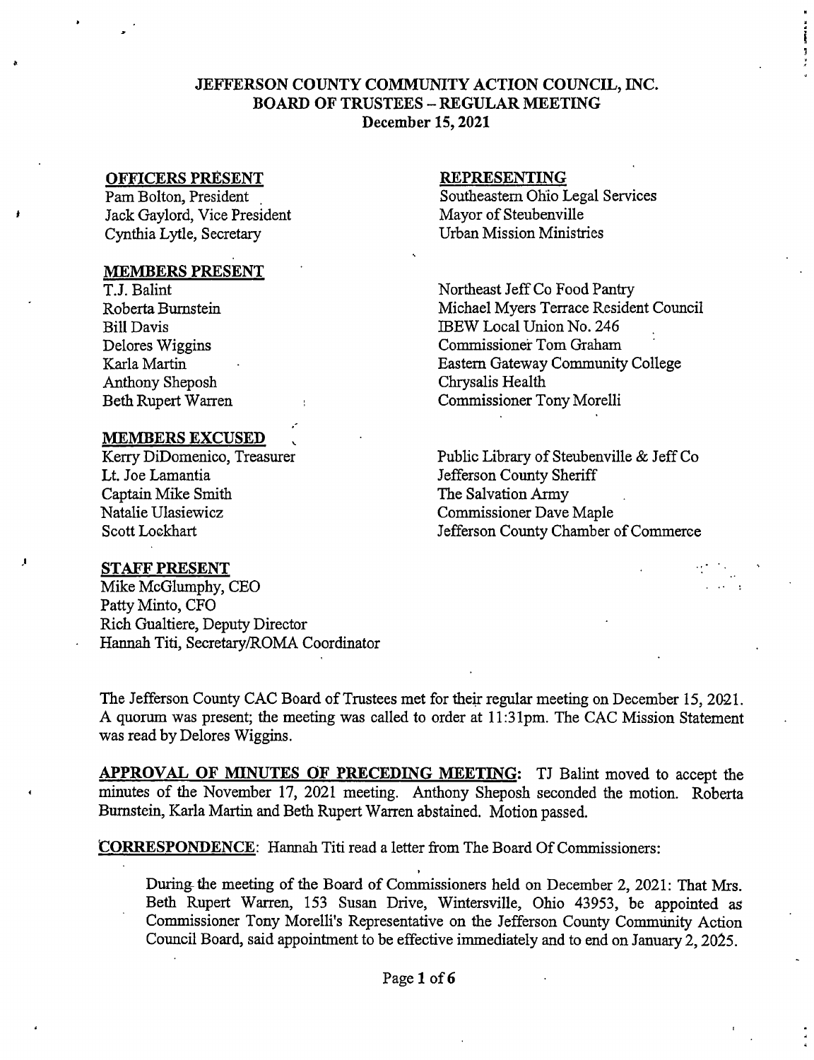# JEFFERSON COUNTY COMMUNITY ACTION COUNCIL, INC.
## BOARD OF TRUSTEES – REGULAR MEETING
### December 15, 2021

| **OFFICERS PRESENT** | **REPRESENTING** |
| --- | --- |
| Pam Bolton, President | Southeastern Ohio Legal Services |
| Jack Gaylord, Vice President | Mayor of Steubenville |
| Cynthia Lytle, Secretary | Urban Mission Ministries |

| **MEMBERS PRESENT** | |
| --- | --- |
| T.J. Balint | Northeast Jeff Co Food Pantry |
| Roberta Burnstein | Michael Myers Terrace Resident Council |
| Bill Davis | IBEW Local Union No. 246 |
| Delores Wiggins | Commissioner Tom Graham |
| Karla Martin | Eastern Gateway Community College |
| Anthony Sheposh | Chrysalis Health |
| Beth Rupert Warren | Commissioner Tony Morelli |

| **MEMBERS EXCUSED** | |
| --- | --- |
| Kerry DiDomenico, Treasurer | Public Library of Steubenville & Jeff Co |
| Lt. Joe Lamantia | Jefferson County Sheriff |
| Captain Mike Smith | The Salvation Army |
| Natalie Ulasiewicz | Commissioner Dave Maple |
| Scott Lockhart | Jefferson County Chamber of Commerce |

**STAFF PRESENT**

Mike McGlumphy, CEO
Patty Minto, CFO
Rich Gualtiere, Deputy Director
Hannah Titi, Secretary/ROMA Coordinator

The Jefferson County CAC Board of Trustees met for their regular meeting on December 15, 2021. A quorum was present; the meeting was called to order at 11:31pm. The CAC Mission Statement was read by Delores Wiggins.

**APPROVAL OF MINUTES OF PRECEDING MEETING:** TJ Balint moved to accept the minutes of the November 17, 2021 meeting. Anthony Sheposh seconded the motion. Roberta Burnstein, Karla Martin and Beth Rupert Warren abstained. Motion passed.

**CORRESPONDENCE**: Hannah Titi read a letter from The Board Of Commissioners:

> During the meeting of the Board of Commissioners held on December 2, 2021: That Mrs. Beth Rupert Warren, 153 Susan Drive, Wintersville, Ohio 43953, be appointed as Commissioner Tony Morelli's Representative on the Jefferson County Community Action Council Board, said appointment to be effective immediately and to end on January 2, 2025.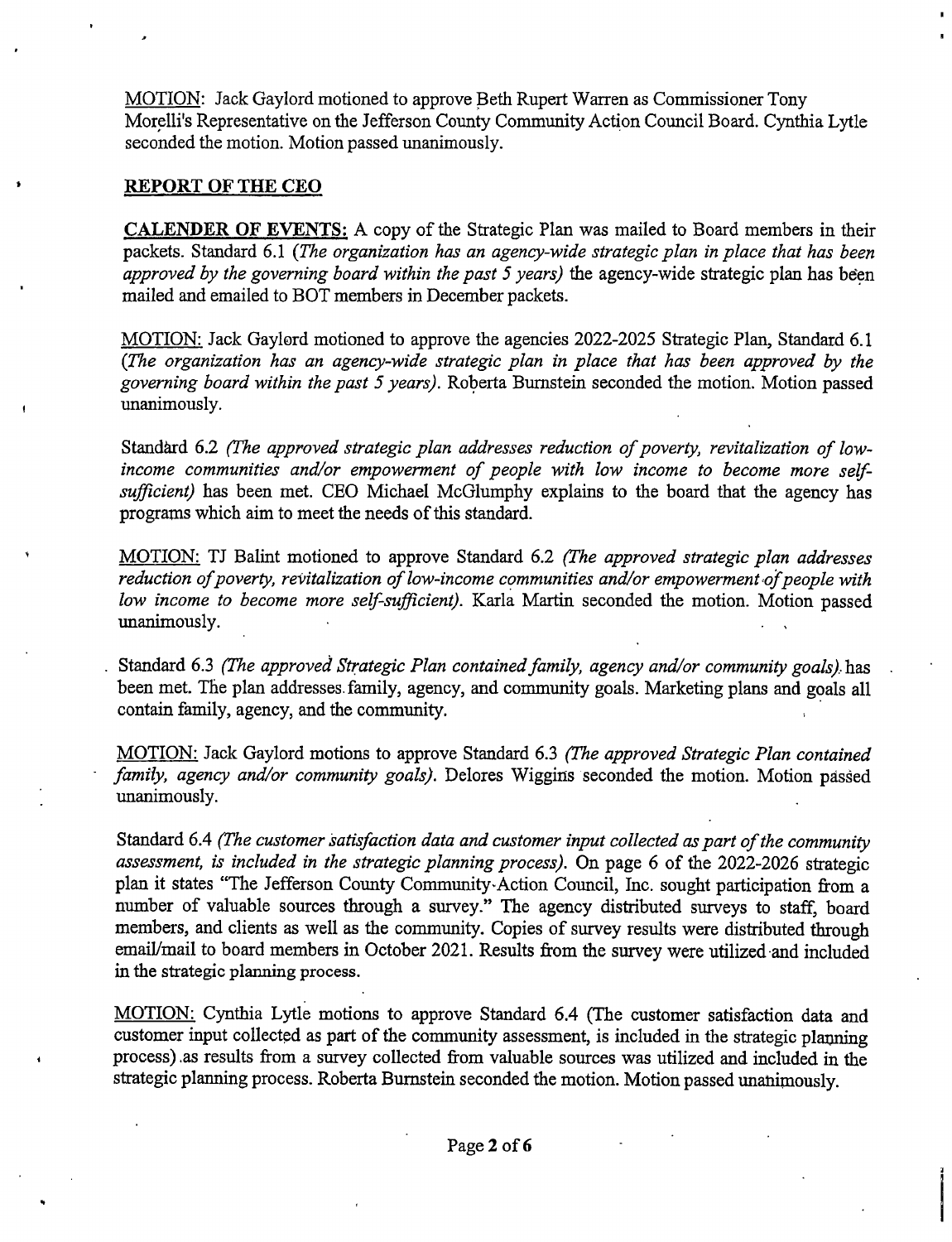MOTION: Jack Gaylord motioned to approve Beth Rupert Warren as Commissioner Tony Morelli's Representative on the Jefferson County Community Action Council Board. Cynthia Lytle seconded the motion. Motion passed unanimously.

## REPORT OF THE CEO

**CALENDER OF EVENTS:** A copy of the Strategic Plan was mailed to Board members in their packets. Standard 6.1 *(The organization has an agency-wide strategic plan in place that has been approved by the governing board within the past 5 years)* the agency-wide strategic plan has been mailed and emailed to BOT members in December packets.

MOTION: Jack Gaylord motioned to approve the agencies 2022-2025 Strategic Plan, Standard 6.1 *(The organization has an agency-wide strategic plan in place that has been approved by the governing board within the past 5 years)*. Roberta Burnstein seconded the motion. Motion passed unanimously.

Standard 6.2 *(The approved strategic plan addresses reduction of poverty, revitalization of low-income communities and/or empowerment of people with low income to become more self-sufficient)* has been met. CEO Michael McGlumphy explains to the board that the agency has programs which aim to meet the needs of this standard.

MOTION: TJ Balint motioned to approve Standard 6.2 *(The approved strategic plan addresses reduction of poverty, revitalization of low-income communities and/or empowerment of people with low income to become more self-sufficient)*. Karla Martin seconded the motion. Motion passed unanimously.

Standard 6.3 *(The approved Strategic Plan contained family, agency and/or community goals)* has been met. The plan addresses family, agency, and community goals. Marketing plans and goals all contain family, agency, and the community.

MOTION: Jack Gaylord motions to approve Standard 6.3 *(The approved Strategic Plan contained family, agency and/or community goals)*. Delores Wiggins seconded the motion. Motion passed unanimously.

Standard 6.4 *(The customer satisfaction data and customer input collected as part of the community assessment, is included in the strategic planning process)*. On page 6 of the 2022-2026 strategic plan it states "The Jefferson County Community Action Council, Inc. sought participation from a number of valuable sources through a survey." The agency distributed surveys to staff, board members, and clients as well as the community. Copies of survey results were distributed through email/mail to board members in October 2021. Results from the survey were utilized and included in the strategic planning process.

MOTION: Cynthia Lytle motions to approve Standard 6.4 (The customer satisfaction data and customer input collected as part of the community assessment, is included in the strategic planning process) as results from a survey collected from valuable sources was utilized and included in the strategic planning process. Roberta Burnstein seconded the motion. Motion passed unanimously.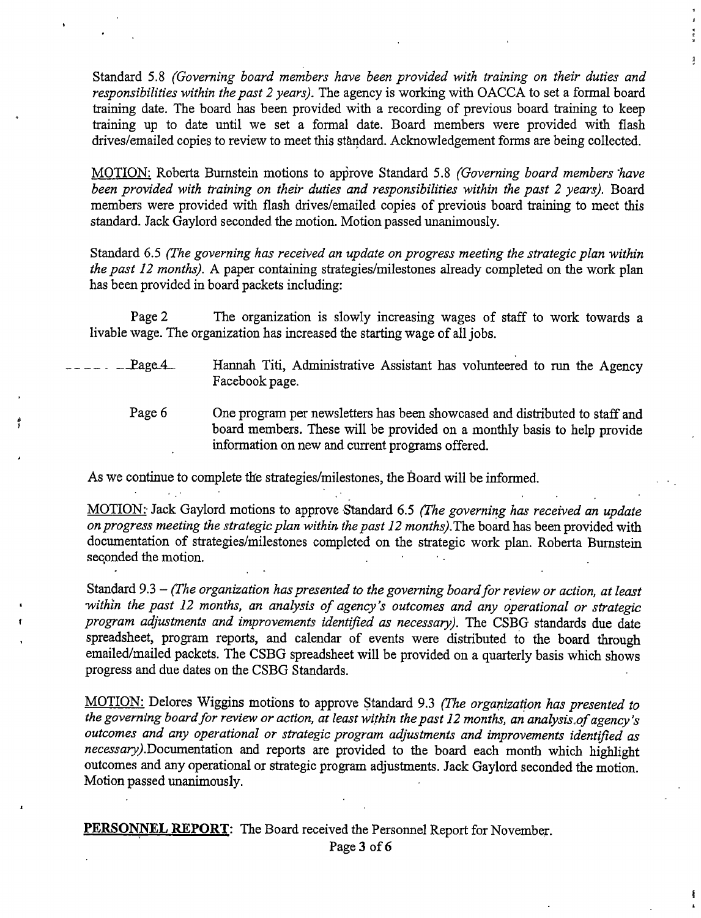Standard 5.8 *(Governing board members have been provided with training on their duties and responsibilities within the past 2 years)*. The agency is working with OACCA to set a formal board training date. The board has been provided with a recording of previous board training to keep training up to date until we set a formal date. Board members were provided with flash drives/emailed copies to review to meet this standard. Acknowledgement forms are being collected.

MOTION: Roberta Burnstein motions to approve Standard 5.8 *(Governing board members have been provided with training on their duties and responsibilities within the past 2 years)*. Board members were provided with flash drives/emailed copies of previous board training to meet this standard. Jack Gaylord seconded the motion. Motion passed unanimously.

Standard 6.5 *(The governing has received an update on progress meeting the strategic plan within the past 12 months)*. A paper containing strategies/milestones already completed on the work plan has been provided in board packets including:

Page 2 The organization is slowly increasing wages of staff to work towards a livable wage. The organization has increased the starting wage of all jobs.

Page 4 Hannah Titi, Administrative Assistant has volunteered to run the Agency Facebook page.

Page 6 One program per newsletters has been showcased and distributed to staff and board members. These will be provided on a monthly basis to help provide information on new and current programs offered.

As we continue to complete the strategies/milestones, the Board will be informed.

MOTION: Jack Gaylord motions to approve Standard 6.5 *(The governing has received an update on progress meeting the strategic plan within the past 12 months)*. The board has been provided with documentation of strategies/milestones completed on the strategic work plan. Roberta Burnstein seconded the motion.

Standard 9.3 – *(The organization has presented to the governing board for review or action, at least within the past 12 months, an analysis of agency's outcomes and any operational or strategic program adjustments and improvements identified as necessary)*. The CSBG standards due date spreadsheet, program reports, and calendar of events were distributed to the board through emailed/mailed packets. The CSBG spreadsheet will be provided on a quarterly basis which shows progress and due dates on the CSBG Standards.

MOTION: Delores Wiggins motions to approve Standard 9.3 *(The organization has presented to the governing board for review or action, at least within the past 12 months, an analysis of agency's outcomes and any operational or strategic program adjustments and improvements identified as necessary)*. Documentation and reports are provided to the board each month which highlight outcomes and any operational or strategic program adjustments. Jack Gaylord seconded the motion. Motion passed unanimously.

**PERSONNEL REPORT**: The Board received the Personnel Report for November.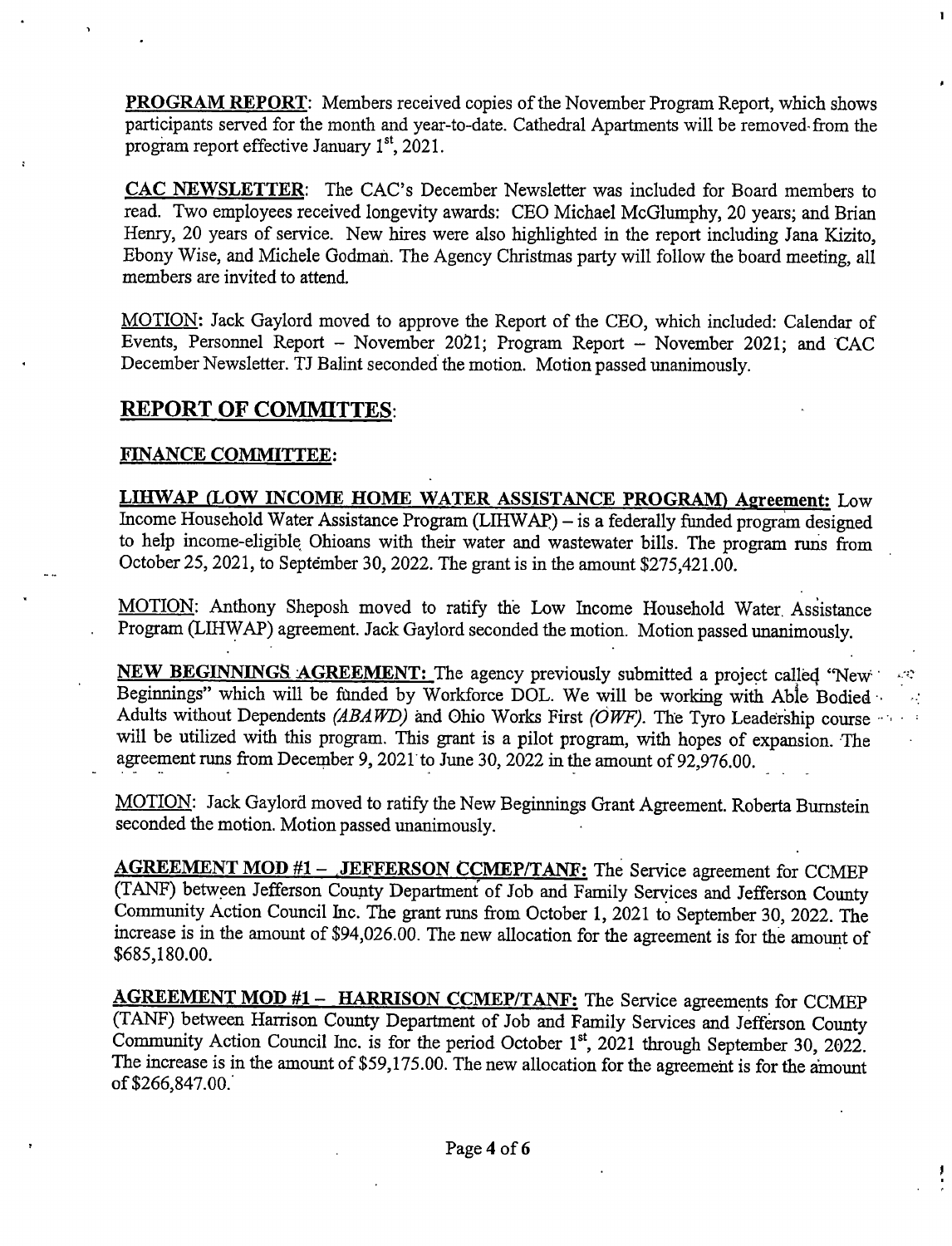**PROGRAM REPORT**: Members received copies of the November Program Report, which shows participants served for the month and year-to-date. Cathedral Apartments will be removed from the program report effective January 1st, 2021.

**CAC NEWSLETTER**: The CAC's December Newsletter was included for Board members to read. Two employees received longevity awards: CEO Michael McGlumphy, 20 years; and Brian Henry, 20 years of service. New hires were also highlighted in the report including Jana Kizito, Ebony Wise, and Michele Godman. The Agency Christmas party will follow the board meeting, all members are invited to attend.

MOTION: Jack Gaylord moved to approve the Report of the CEO, which included: Calendar of Events, Personnel Report – November 2021; Program Report – November 2021; and CAC December Newsletter. TJ Balint seconded the motion. Motion passed unanimously.

## REPORT OF COMMITTES:

### FINANCE COMMITTEE:

**LIHWAP (LOW INCOME HOME WATER ASSISTANCE PROGRAM) Agreement:** Low Income Household Water Assistance Program (LIHWAP) – is a federally funded program designed to help income-eligible Ohioans with their water and wastewater bills. The program runs from October 25, 2021, to September 30, 2022. The grant is in the amount $275,421.00.

MOTION: Anthony Sheposh moved to ratify the Low Income Household Water Assistance Program (LIHWAP) agreement. Jack Gaylord seconded the motion. Motion passed unanimously.

**NEW BEGINNINGS AGREEMENT:** The agency previously submitted a project called "New Beginnings" which will be funded by Workforce DOL. We will be working with Able Bodied Adults without Dependents *(ABAWD)* and Ohio Works First *(OWF)*. The Tyro Leadership course will be utilized with this program. This grant is a pilot program, with hopes of expansion. The agreement runs from December 9, 2021 to June 30, 2022 in the amount of 92,976.00.

MOTION: Jack Gaylord moved to ratify the New Beginnings Grant Agreement. Roberta Burnstein seconded the motion. Motion passed unanimously.

**AGREEMENT MOD #1 – JEFFERSON CCMEP/TANF:** The Service agreement for CCMEP (TANF) between Jefferson County Department of Job and Family Services and Jefferson County Community Action Council Inc. The grant runs from October 1, 2021 to September 30, 2022. The increase is in the amount of $94,026.00. The new allocation for the agreement is for the amount of $685,180.00.

**AGREEMENT MOD #1 – HARRISON CCMEP/TANF:** The Service agreements for CCMEP (TANF) between Harrison County Department of Job and Family Services and Jefferson County Community Action Council Inc. is for the period October 1st, 2021 through September 30, 2022. The increase is in the amount of $59,175.00. The new allocation for the agreement is for the amount of $266,847.00.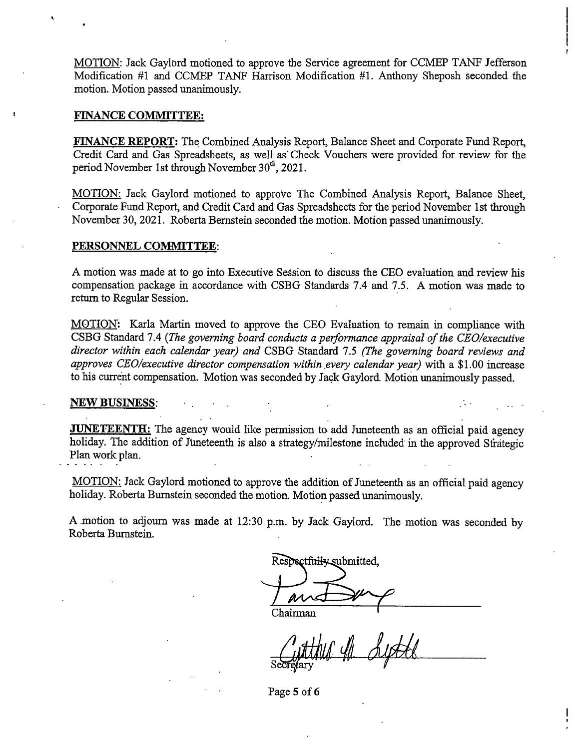MOTION: Jack Gaylord motioned to approve the Service agreement for CCMEP TANF Jefferson Modification #1 and CCMEP TANF Harrison Modification #1. Anthony Sheposh seconded the motion. Motion passed unanimously.

**FINANCE COMMITTEE:**

**FINANCE REPORT:** The Combined Analysis Report, Balance Sheet and Corporate Fund Report, Credit Card and Gas Spreadsheets, as well as Check Vouchers were provided for review for the period November 1st through November 30th, 2021.

MOTION: Jack Gaylord motioned to approve The Combined Analysis Report, Balance Sheet, Corporate Fund Report, and Credit Card and Gas Spreadsheets for the period November 1st through November 30, 2021. Roberta Bernstein seconded the motion. Motion passed unanimously.

**PERSONNEL COMMITTEE:**

A motion was made at to go into Executive Session to discuss the CEO evaluation and review his compensation package in accordance with CSBG Standards 7.4 and 7.5. A motion was made to return to Regular Session.

MOTION: Karla Martin moved to approve the CEO Evaluation to remain in compliance with CSBG Standard 7.4 (*The governing board conducts a performance appraisal of the CEO/executive director within each calendar year) and* CSBG Standard 7.5 *(The governing board reviews and approves CEO/executive director compensation within every calendar year)* with a $1.00 increase to his current compensation. Motion was seconded by Jack Gaylord. Motion unanimously passed.

**NEW BUSINESS:**

**JUNETEENTH:** The agency would like permission to add Juneteenth as an official paid agency holiday. The addition of Juneteenth is also a strategy/milestone included in the approved Strategic Plan work plan.

MOTION: Jack Gaylord motioned to approve the addition of Juneteenth as an official paid agency holiday. Roberta Burnstein seconded the motion. Motion passed unanimously.

A motion to adjourn was made at 12:30 p.m. by Jack Gaylord. The motion was seconded by Roberta Burnstein.

Respectfully submitted,

Chairman

Secretary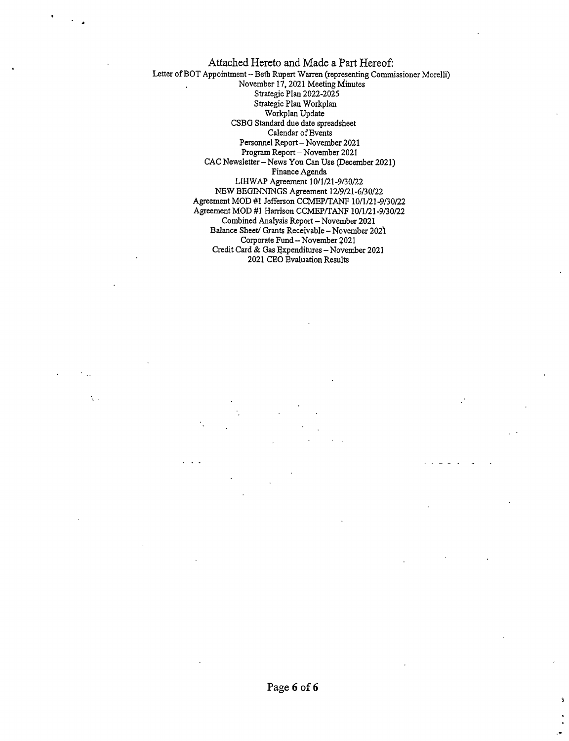# Attached Hereto and Made a Part Hereof:

Letter of BOT Appointment – Beth Rupert Warren (representing Commissioner Morelli)
November 17, 2021 Meeting Minutes
Strategic Plan 2022-2025
Strategic Plan Workplan
Workplan Update
CSBG Standard due date spreadsheet
Calendar of Events
Personnel Report – November 2021
Program Report – November 2021
CAC Newsletter – News You Can Use (December 2021)
Finance Agenda
LIHWAP Agreement 10/1/21-9/30/22
NEW BEGINNINGS Agreement 12/9/21-6/30/22
Agreement MOD #1 Jefferson CCMEP/TANF 10/1/21-9/30/22
Agreement MOD #1 Harrison CCMEP/TANF 10/1/21-9/30/22
Combined Analysis Report – November 2021
Balance Sheet/ Grants Receivable – November 2021
Corporate Fund – November 2021
Credit Card & Gas Expenditures – November 2021
2021 CEO Evaluation Results